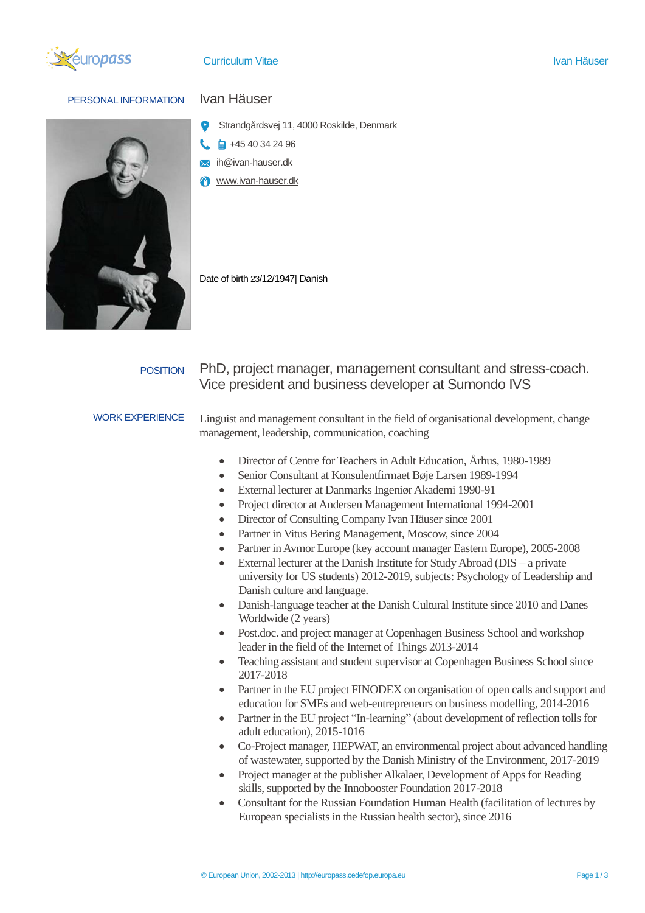# Curriculum Vitae

## PERSONAL INFORMATION

**Ivan Häuser**

Strandgårdsvej 11, 4000 Roskilde, Denmark

+45 40 34 24 96

ih@ivan-hauser.dk

www.ivan-hauser.dk

Date of birth 23/12/1947| Danish

## POSITION

PhD, project manager, management consultant and stress-coach.
Vice president and business developer at Sumondo IVS

## WORK EXPERIENCE

Linguist and management consultant in the field of organisational development, change management, leadership, communication, coaching

- Director of Centre for Teachers in Adult Education, Århus, 1980-1989
- Senior Consultant at Konsulentfirmaet Bøje Larsen 1989-1994
- External lecturer at Danmarks Ingeniør Akademi 1990-91
- Project director at Andersen Management International 1994-2001
- Director of Consulting Company Ivan Häuser since 2001
- Partner in Vitus Bering Management, Moscow, since 2004
- Partner in Avmor Europe (key account manager Eastern Europe), 2005-2008
- External lecturer at the Danish Institute for Study Abroad (DIS – a private university for US students) 2012-2019, subjects: Psychology of Leadership and Danish culture and language.
- Danish-language teacher at the Danish Cultural Institute since 2010 and Danes Worldwide (2 years)
- Post.doc. and project manager at Copenhagen Business School and workshop leader in the field of the Internet of Things 2013-2014
- Teaching assistant and student supervisor at Copenhagen Business School since 2017-2018
- Partner in the EU project FINODEX on organisation of open calls and support and education for SMEs and web-entrepreneurs on business modelling, 2014-2016
- Partner in the EU project "In-learning" (about development of reflection tolls for adult education), 2015-1016
- Co-Project manager, HEPWAT, an environmental project about advanced handling of wastewater, supported by the Danish Ministry of the Environment, 2017-2019
- Project manager at the publisher Alkalaer, Development of Apps for Reading skills, supported by the Innobooster Foundation 2017-2018
- Consultant for the Russian Foundation Human Health (facilitation of lectures by European specialists in the Russian health sector), since 2016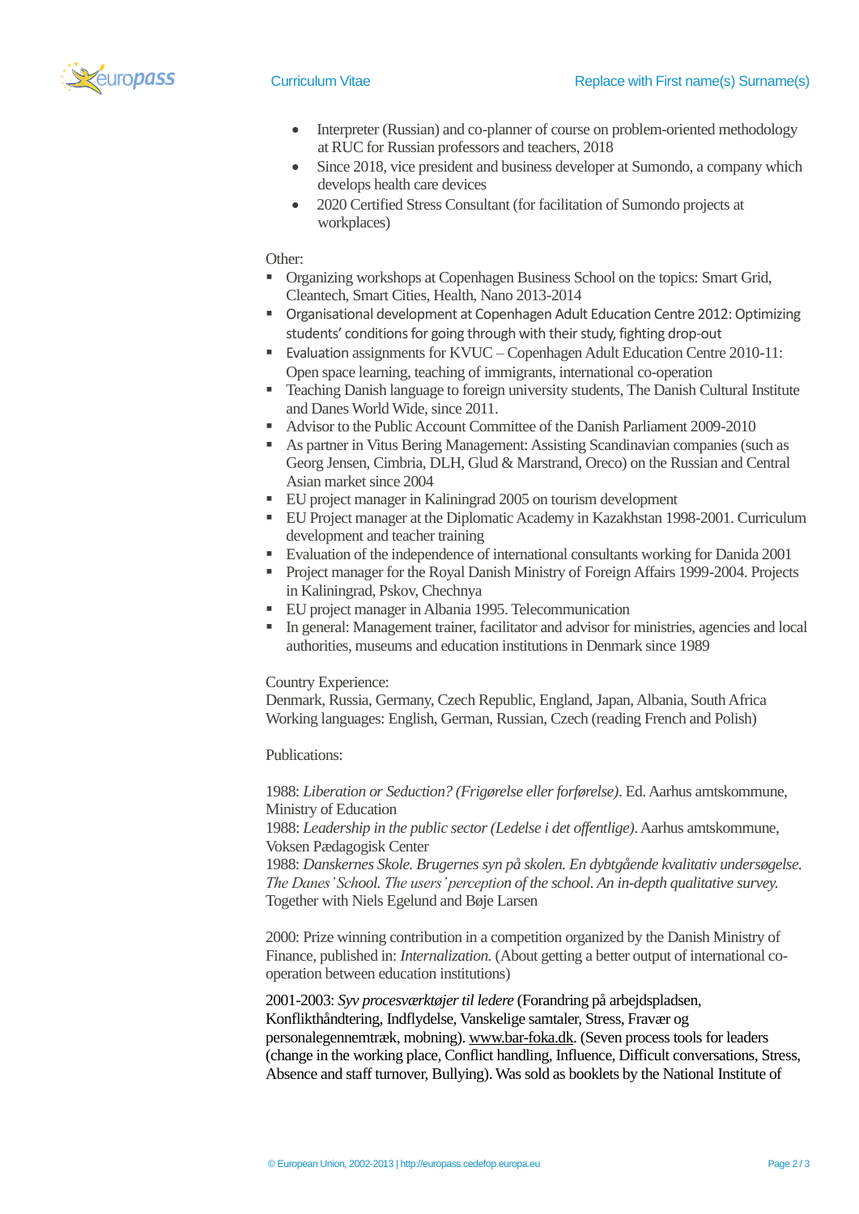- Interpreter (Russian) and co-planner of course on problem-oriented methodology at RUC for Russian professors and teachers, 2018
- Since 2018, vice president and business developer at Sumondo, a company which develops health care devices
- 2020 Certified Stress Consultant (for facilitation of Sumondo projects at workplaces)

Other:

- Organizing workshops at Copenhagen Business School on the topics: Smart Grid, Cleantech, Smart Cities, Health, Nano 2013-2014
- Organisational development at Copenhagen Adult Education Centre 2012: Optimizing students' conditions for going through with their study, fighting drop-out
- Evaluation assignments for KVUC – Copenhagen Adult Education Centre 2010-11: Open space learning, teaching of immigrants, international co-operation
- Teaching Danish language to foreign university students, The Danish Cultural Institute and Danes World Wide, since 2011.
- Advisor to the Public Account Committee of the Danish Parliament 2009-2010
- As partner in Vitus Bering Management: Assisting Scandinavian companies (such as Georg Jensen, Cimbria, DLH, Glud & Marstrand, Oreco) on the Russian and Central Asian market since 2004
- EU project manager in Kaliningrad 2005 on tourism development
- EU Project manager at the Diplomatic Academy in Kazakhstan 1998-2001. Curriculum development and teacher training
- Evaluation of the independence of international consultants working for Danida 2001
- Project manager for the Royal Danish Ministry of Foreign Affairs 1999-2004. Projects in Kaliningrad, Pskov, Chechnya
- EU project manager in Albania 1995. Telecommunication
- In general: Management trainer, facilitator and advisor for ministries, agencies and local authorities, museums and education institutions in Denmark since 1989

Country Experience:
Denmark, Russia, Germany, Czech Republic, England, Japan, Albania, South Africa
Working languages: English, German, Russian, Czech (reading French and Polish)

Publications:

1988: *Liberation or Seduction? (Frigørelse eller forførelse)*. Ed. Aarhus amtskommune, Ministry of Education
1988: *Leadership in the public sector (Ledelse i det offentlige)*. Aarhus amtskommune, Voksen Pædagogisk Center
1988: *Danskernes Skole. Brugernes syn på skolen. En dybtgående kvalitativ undersøgelse. The Danes' School. The users' perception of the school. An in-depth qualitative survey.* Together with Niels Egelund and Bøje Larsen

2000: Prize winning contribution in a competition organized by the Danish Ministry of Finance, published in: *Internalization.* (About getting a better output of international co-operation between education institutions)

2001-2003: *Syv procesværktøjer til ledere* (Forandring på arbejdspladsen, Konflikthåndtering, Indflydelse, Vanskelige samtaler, Stress, Fravær og personalegennemtræk, mobning). www.bar-foka.dk. (Seven process tools for leaders (change in the working place, Conflict handling, Influence, Difficult conversations, Stress, Absence and staff turnover, Bullying). Was sold as booklets by the National Institute of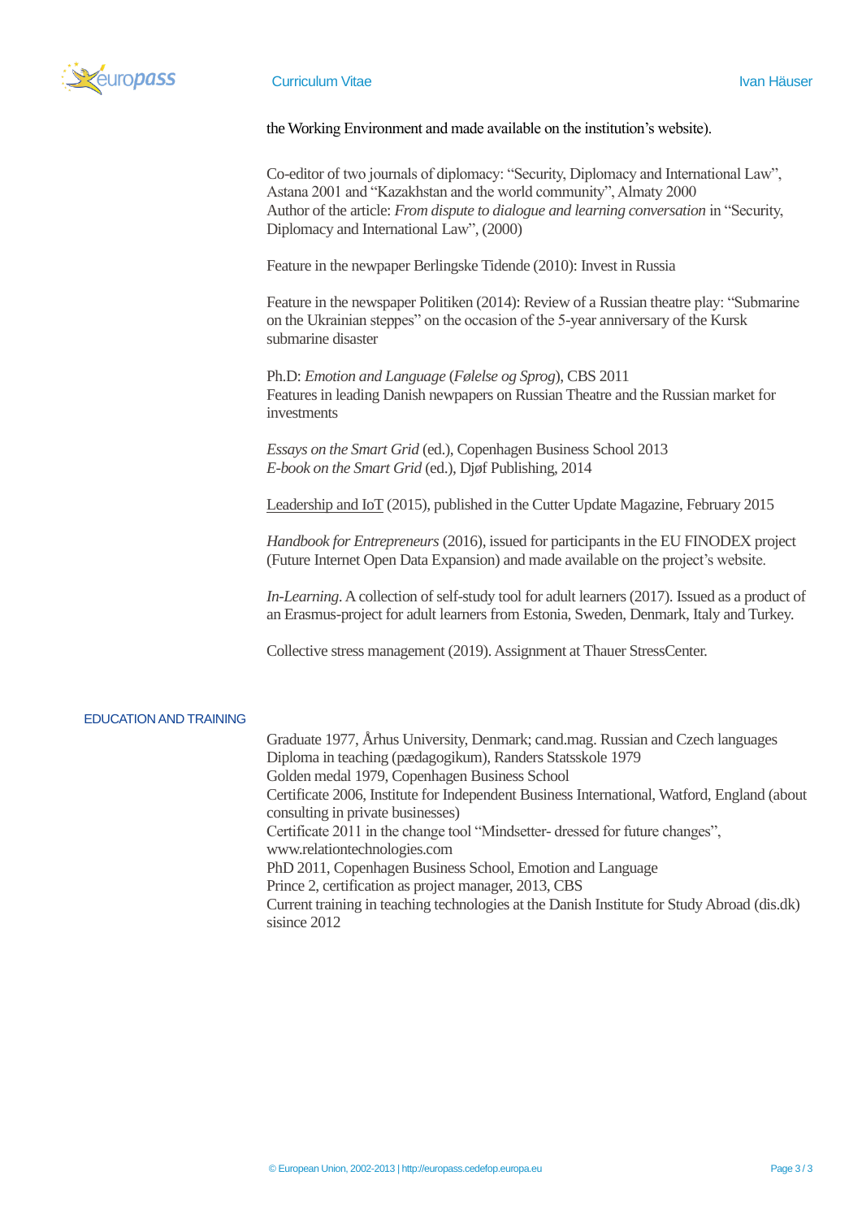the Working Environment and made available on the institution's website).

Co-editor of two journals of diplomacy: "Security, Diplomacy and International Law", Astana 2001 and "Kazakhstan and the world community", Almaty 2000
Author of the article: *From dispute to dialogue and learning conversation* in "Security, Diplomacy and International Law", (2000)

Feature in the newpaper Berlingske Tidende (2010): Invest in Russia

Feature in the newspaper Politiken (2014): Review of a Russian theatre play: "Submarine on the Ukrainian steppes" on the occasion of the 5-year anniversary of the Kursk submarine disaster

Ph.D: *Emotion and Language* (*Følelse og Sprog*), CBS 2011
Features in leading Danish newpapers on Russian Theatre and the Russian market for investments

*Essays on the Smart Grid* (ed.), Copenhagen Business School 2013
*E-book on the Smart Grid* (ed.), Djøf Publishing, 2014

Leadership and IoT (2015), published in the Cutter Update Magazine, February 2015

*Handbook for Entrepreneurs* (2016), issued for participants in the EU FINODEX project (Future Internet Open Data Expansion) and made available on the project's website.

*In-Learning*. A collection of self-study tool for adult learners (2017). Issued as a product of an Erasmus-project for adult learners from Estonia, Sweden, Denmark, Italy and Turkey.

Collective stress management (2019). Assignment at Thauer StressCenter.

## EDUCATION AND TRAINING

Graduate 1977, Århus University, Denmark; cand.mag. Russian and Czech languages
Diploma in teaching (pædagogikum), Randers Statsskole 1979
Golden medal 1979, Copenhagen Business School
Certificate 2006, Institute for Independent Business International, Watford, England (about consulting in private businesses)
Certificate 2011 in the change tool "Mindsetter- dressed for future changes", www.relationtechnologies.com
PhD 2011, Copenhagen Business School, Emotion and Language
Prince 2, certification as project manager, 2013, CBS
Current training in teaching technologies at the Danish Institute for Study Abroad (dis.dk) sisince 2012